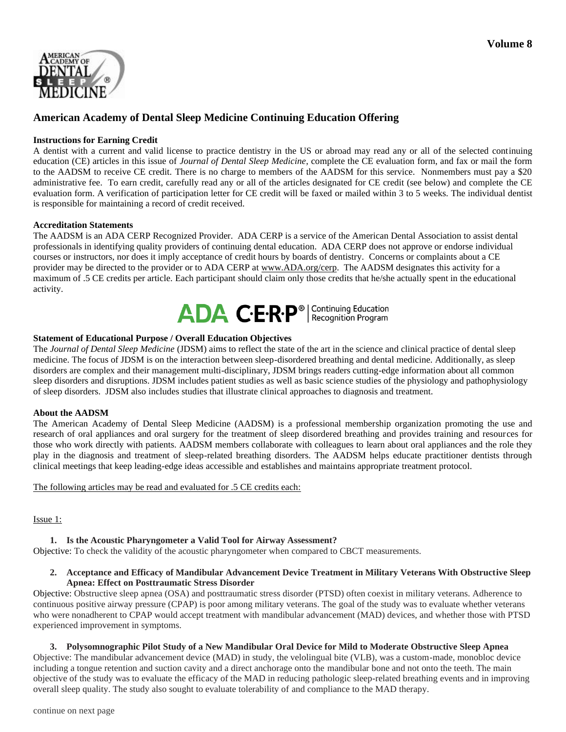# American Academy of Dental Sleep Medicine Continuing Education Offering

**Instructions for Earning Credit**

A dentist with a current and valid license to practice dentistry in the US or abroad may read any or all of the selected continuing education (CE) articles in this issue of *Journal of Dental Sleep Medicine*, complete the CE evaluation form, and fax or mail the form to the AADSM to receive CE credit. There is no charge to members of the AADSM for this service. Nonmembers must pay a $20 administrative fee. To earn credit, carefully read any or all of the articles designated for CE credit (see below) and complete the CE evaluation form. A verification of participation letter for CE credit will be faxed or mailed within 3 to 5 weeks. The individual dentist is responsible for maintaining a record of credit received.

**Accreditation Statements**

The AADSM is an ADA CERP Recognized Provider. ADA CERP is a service of the American Dental Association to assist dental professionals in identifying quality providers of continuing dental education. ADA CERP does not approve or endorse individual courses or instructors, nor does it imply acceptance of credit hours by boards of dentistry. Concerns or complaints about a CE provider may be directed to the provider or to ADA CERP at www.ADA.org/cerp. The AADSM designates this activity for a maximum of .5 CE credits per article. Each participant should claim only those credits that he/she actually spent in the educational activity.

ADA C·E·R·P® | Continuing Education Recognition Program

**Statement of Educational Purpose / Overall Education Objectives**

The *Journal of Dental Sleep Medicine* (JDSM) aims to reflect the state of the art in the science and clinical practice of dental sleep medicine. The focus of JDSM is on the interaction between sleep-disordered breathing and dental medicine. Additionally, as sleep disorders are complex and their management multi-disciplinary, JDSM brings readers cutting-edge information about all common sleep disorders and disruptions. JDSM includes patient studies as well as basic science studies of the physiology and pathophysiology of sleep disorders. JDSM also includes studies that illustrate clinical approaches to diagnosis and treatment.

**About the AADSM**

The American Academy of Dental Sleep Medicine (AADSM) is a professional membership organization promoting the use and research of oral appliances and oral surgery for the treatment of sleep disordered breathing and provides training and resources for those who work directly with patients. AADSM members collaborate with colleagues to learn about oral appliances and the role they play in the diagnosis and treatment of sleep-related breathing disorders. The AADSM helps educate practitioner dentists through clinical meetings that keep leading-edge ideas accessible and establishes and maintains appropriate treatment protocol.

The following articles may be read and evaluated for .5 CE credits each:

Issue 1:

1. **Is the Acoustic Pharyngometer a Valid Tool for Airway Assessment?**

Objective: To check the validity of the acoustic pharyngometer when compared to CBCT measurements.

2. **Acceptance and Efficacy of Mandibular Advancement Device Treatment in Military Veterans With Obstructive Sleep Apnea: Effect on Posttraumatic Stress Disorder**

Objective: Obstructive sleep apnea (OSA) and posttraumatic stress disorder (PTSD) often coexist in military veterans. Adherence to continuous positive airway pressure (CPAP) is poor among military veterans. The goal of the study was to evaluate whether veterans who were nonadherent to CPAP would accept treatment with mandibular advancement (MAD) devices, and whether those with PTSD experienced improvement in symptoms.

3. **Polysomnographic Pilot Study of a New Mandibular Oral Device for Mild to Moderate Obstructive Sleep Apnea**

Objective: The mandibular advancement device (MAD) in study, the velolingual bite (VLB), was a custom-made, monobloc device including a tongue retention and suction cavity and a direct anchorage onto the mandibular bone and not onto the teeth. The main objective of the study was to evaluate the efficacy of the MAD in reducing pathologic sleep-related breathing events and in improving overall sleep quality. The study also sought to evaluate tolerability of and compliance to the MAD therapy.

continue on next page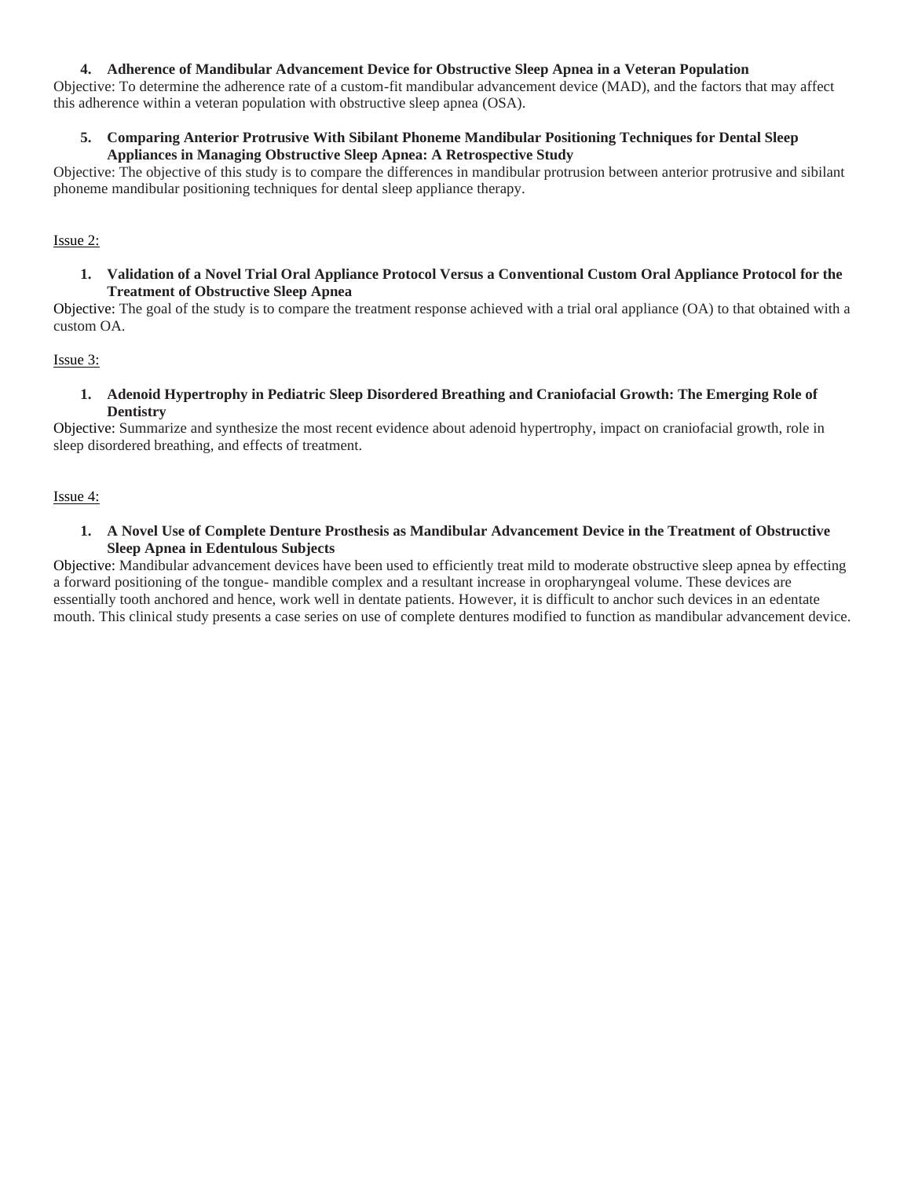4. **Adherence of Mandibular Advancement Device for Obstructive Sleep Apnea in a Veteran Population**

Objective: To determine the adherence rate of a custom-fit mandibular advancement device (MAD), and the factors that may affect this adherence within a veteran population with obstructive sleep apnea (OSA).

5. **Comparing Anterior Protrusive With Sibilant Phoneme Mandibular Positioning Techniques for Dental Sleep Appliances in Managing Obstructive Sleep Apnea: A Retrospective Study**

Objective: The objective of this study is to compare the differences in mandibular protrusion between anterior protrusive and sibilant phoneme mandibular positioning techniques for dental sleep appliance therapy.

<u>Issue 2:</u>

1. **Validation of a Novel Trial Oral Appliance Protocol Versus a Conventional Custom Oral Appliance Protocol for the Treatment of Obstructive Sleep Apnea**

Objective: The goal of the study is to compare the treatment response achieved with a trial oral appliance (OA) to that obtained with a custom OA.

<u>Issue 3:</u>

1. **Adenoid Hypertrophy in Pediatric Sleep Disordered Breathing and Craniofacial Growth: The Emerging Role of Dentistry**

Objective: Summarize and synthesize the most recent evidence about adenoid hypertrophy, impact on craniofacial growth, role in sleep disordered breathing, and effects of treatment.

<u>Issue 4:</u>

1. **A Novel Use of Complete Denture Prosthesis as Mandibular Advancement Device in the Treatment of Obstructive Sleep Apnea in Edentulous Subjects**

Objective: Mandibular advancement devices have been used to efficiently treat mild to moderate obstructive sleep apnea by effecting a forward positioning of the tongue- mandible complex and a resultant increase in oropharyngeal volume. These devices are essentially tooth anchored and hence, work well in dentate patients. However, it is difficult to anchor such devices in an edentate mouth. This clinical study presents a case series on use of complete dentures modified to function as mandibular advancement device.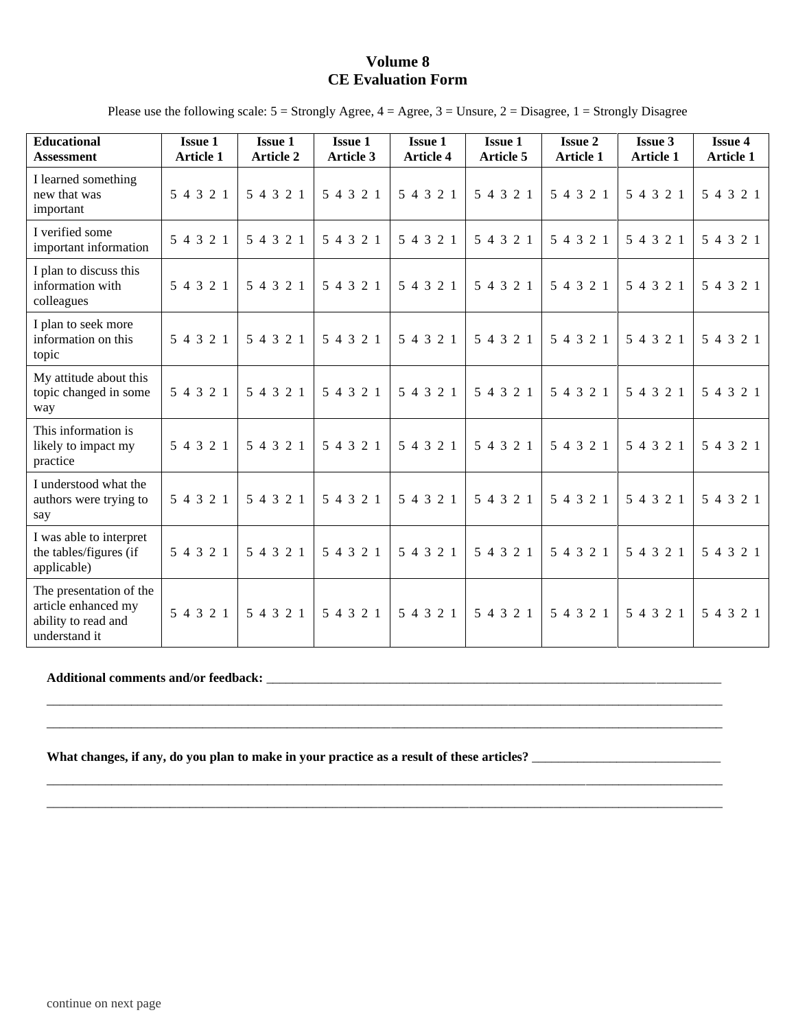# Volume 8
# CE Evaluation Form

Please use the following scale: 5 = Strongly Agree, 4 = Agree, 3 = Unsure, 2 = Disagree, 1 = Strongly Disagree

| **Educational Assessment** | **Issue 1 Article 1** | **Issue 1 Article 2** | **Issue 1 Article 3** | **Issue 1 Article 4** | **Issue 1 Article 5** | **Issue 2 Article 1** | **Issue 3 Article 1** | **Issue 4 Article 1** |
|---|---|---|---|---|---|---|---|---|
| I learned something new that was important | 5 4 3 2 1 | 5 4 3 2 1 | 5 4 3 2 1 | 5 4 3 2 1 | 5 4 3 2 1 | 5 4 3 2 1 | 5 4 3 2 1 | 5 4 3 2 1 |
| I verified some important information | 5 4 3 2 1 | 5 4 3 2 1 | 5 4 3 2 1 | 5 4 3 2 1 | 5 4 3 2 1 | 5 4 3 2 1 | 5 4 3 2 1 | 5 4 3 2 1 |
| I plan to discuss this information with colleagues | 5 4 3 2 1 | 5 4 3 2 1 | 5 4 3 2 1 | 5 4 3 2 1 | 5 4 3 2 1 | 5 4 3 2 1 | 5 4 3 2 1 | 5 4 3 2 1 |
| I plan to seek more information on this topic | 5 4 3 2 1 | 5 4 3 2 1 | 5 4 3 2 1 | 5 4 3 2 1 | 5 4 3 2 1 | 5 4 3 2 1 | 5 4 3 2 1 | 5 4 3 2 1 |
| My attitude about this topic changed in some way | 5 4 3 2 1 | 5 4 3 2 1 | 5 4 3 2 1 | 5 4 3 2 1 | 5 4 3 2 1 | 5 4 3 2 1 | 5 4 3 2 1 | 5 4 3 2 1 |
| This information is likely to impact my practice | 5 4 3 2 1 | 5 4 3 2 1 | 5 4 3 2 1 | 5 4 3 2 1 | 5 4 3 2 1 | 5 4 3 2 1 | 5 4 3 2 1 | 5 4 3 2 1 |
| I understood what the authors were trying to say | 5 4 3 2 1 | 5 4 3 2 1 | 5 4 3 2 1 | 5 4 3 2 1 | 5 4 3 2 1 | 5 4 3 2 1 | 5 4 3 2 1 | 5 4 3 2 1 |
| I was able to interpret the tables/figures (if applicable) | 5 4 3 2 1 | 5 4 3 2 1 | 5 4 3 2 1 | 5 4 3 2 1 | 5 4 3 2 1 | 5 4 3 2 1 | 5 4 3 2 1 | 5 4 3 2 1 |
| The presentation of the article enhanced my ability to read and understand it | 5 4 3 2 1 | 5 4 3 2 1 | 5 4 3 2 1 | 5 4 3 2 1 | 5 4 3 2 1 | 5 4 3 2 1 | 5 4 3 2 1 | 5 4 3 2 1 |

**Additional comments and/or feedback:** ______________________________________________________________________________

______________________________________________________________________________

______________________________________________________________________________

**What changes, if any, do you plan to make in your practice as a result of these articles?** ______________________________

______________________________________________________________________________

______________________________________________________________________________

continue on next page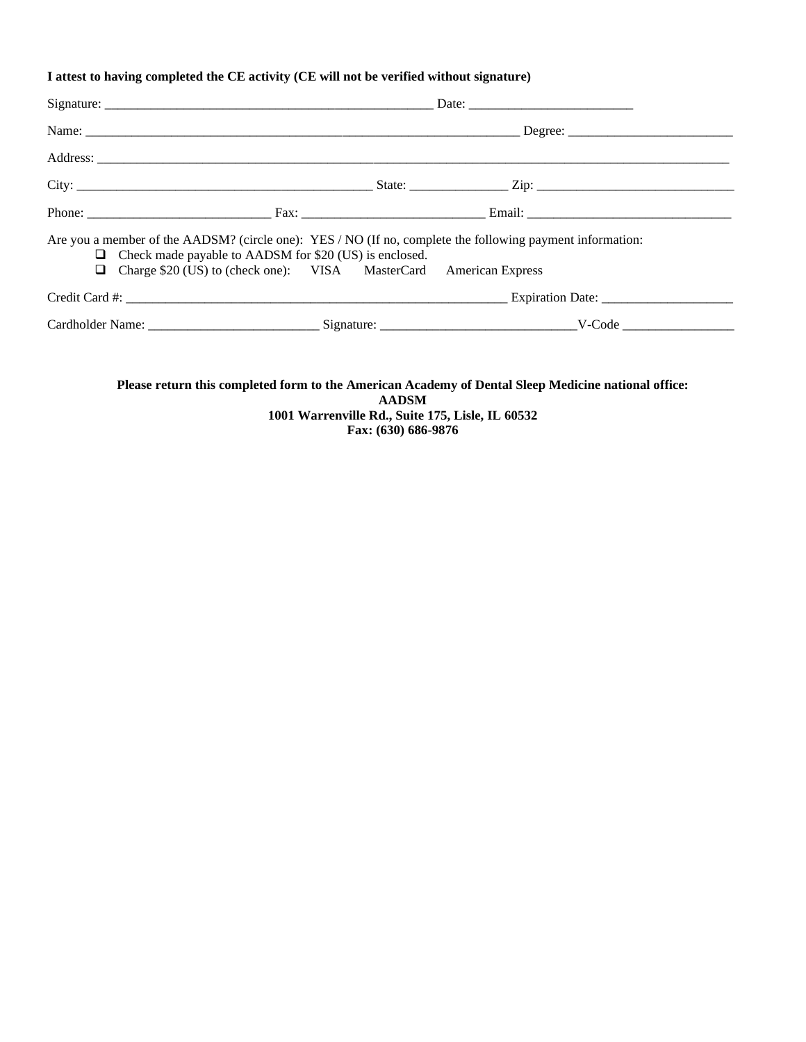**I attest to having completed the CE activity (CE will not be verified without signature)**

Signature: ___________________________________________________ Date: _________________________

Name: ______________________________________________________________________ Degree: _________________________

Address: ______________________________________________________________________________________________________

City: ______________________________________________ State: _______________ Zip: ______________________________

Phone: ____________________________ Fax: ___________________________ Email: _______________________________

Are you a member of the AADSM? (circle one): YES / NO (If no, complete the following payment information:

- ❑ Check made payable to AADSM for $20 (US) is enclosed.
- ❑ Charge $20 (US) to (check one): VISA MasterCard American Express

Credit Card #: ___________________________________________________________ Expiration Date: ____________________

Cardholder Name: __________________________ Signature: ______________________________V-Code _________________

**Please return this completed form to the American Academy of Dental Sleep Medicine national office:**
**AADSM**
**1001 Warrenville Rd., Suite 175, Lisle, IL 60532**
**Fax: (630) 686-9876**